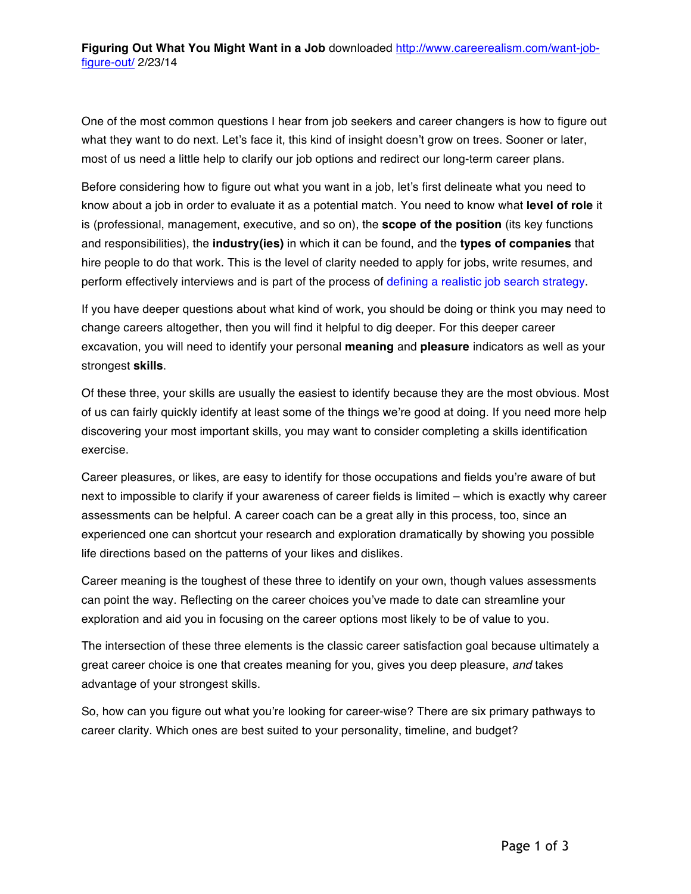**Figuring Out What You Might Want in a Job** downloaded [http://www.careerealism.com/want-job-figure-out/](http://www.careerealism.com/want-job-figure-out/) 2/23/14

One of the most common questions I hear from job seekers and career changers is how to figure out what they want to do next. Let's face it, this kind of insight doesn't grow on trees. Sooner or later, most of us need a little help to clarify our job options and redirect our long-term career plans.

Before considering how to figure out what you want in a job, let's first delineate what you need to know about a job in order to evaluate it as a potential match. You need to know what **level of role** it is (professional, management, executive, and so on), the **scope of the position** (its key functions and responsibilities), the **industry(ies)** in which it can be found, and the **types of companies** that hire people to do that work. This is the level of clarity needed to apply for jobs, write resumes, and perform effectively interviews and is part of the process of defining a realistic job search strategy.

If you have deeper questions about what kind of work, you should be doing or think you may need to change careers altogether, then you will find it helpful to dig deeper. For this deeper career excavation, you will need to identify your personal **meaning** and **pleasure** indicators as well as your strongest **skills**.

Of these three, your skills are usually the easiest to identify because they are the most obvious. Most of us can fairly quickly identify at least some of the things we're good at doing. If you need more help discovering your most important skills, you may want to consider completing a skills identification exercise.

Career pleasures, or likes, are easy to identify for those occupations and fields you're aware of but next to impossible to clarify if your awareness of career fields is limited – which is exactly why career assessments can be helpful. A career coach can be a great ally in this process, too, since an experienced one can shortcut your research and exploration dramatically by showing you possible life directions based on the patterns of your likes and dislikes.

Career meaning is the toughest of these three to identify on your own, though values assessments can point the way. Reflecting on the career choices you've made to date can streamline your exploration and aid you in focusing on the career options most likely to be of value to you.

The intersection of these three elements is the classic career satisfaction goal because ultimately a great career choice is one that creates meaning for you, gives you deep pleasure, *and* takes advantage of your strongest skills.

So, how can you figure out what you're looking for career-wise? There are six primary pathways to career clarity. Which ones are best suited to your personality, timeline, and budget?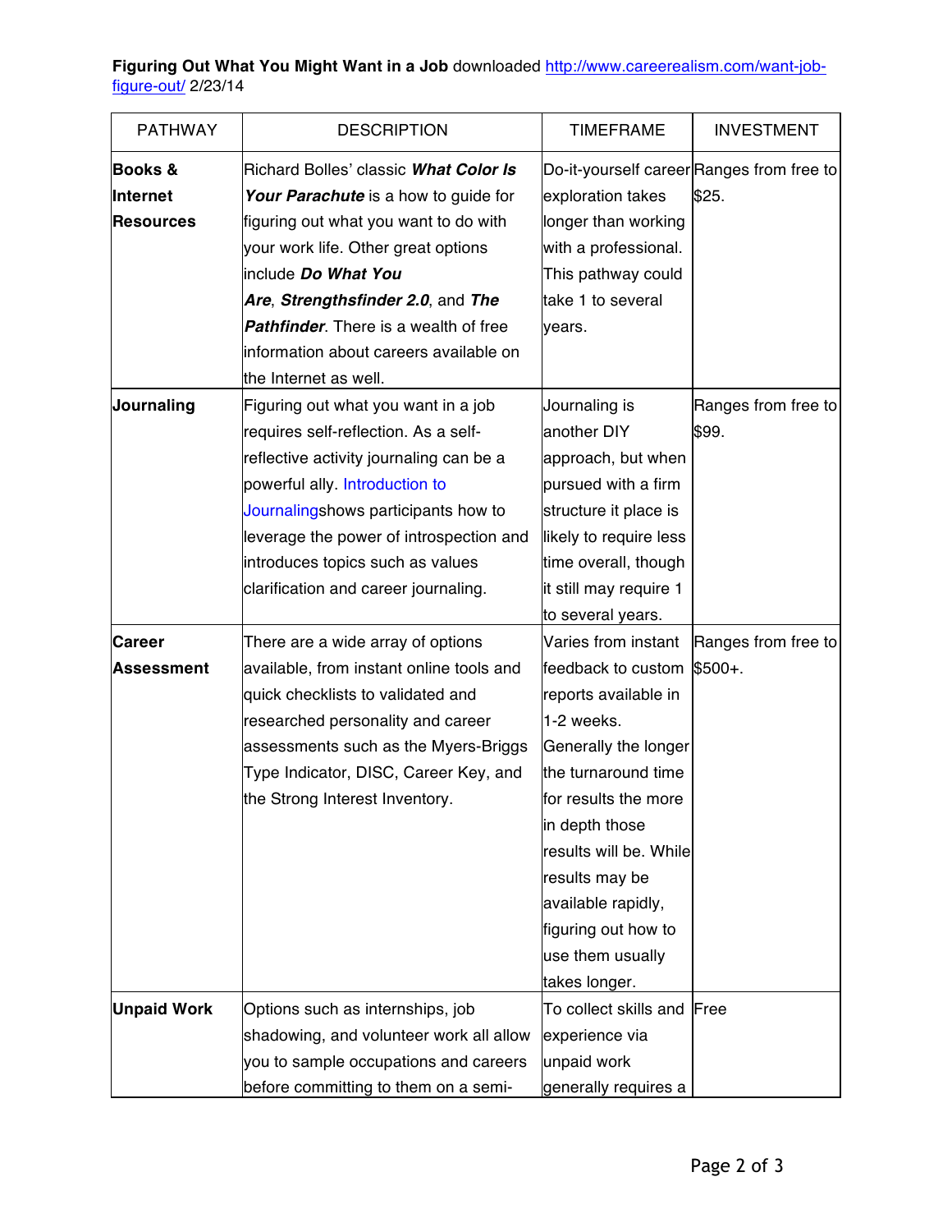**Figuring Out What You Might Want in a Job** downloaded http://www.careerealism.com/want-job-figure-out/ 2/23/14

| PATHWAY | DESCRIPTION | TIMEFRAME | INVESTMENT |
|---|---|---|---|
| **Books & Internet Resources** | Richard Bolles' classic ***What Color Is Your Parachute*** is a how to guide for figuring out what you want to do with your work life. Other great options include ***Do What You Are***, ***Strengthsfinder 2.0***, and ***The Pathfinder***. There is a wealth of free information about careers available on the Internet as well. | Do-it-yourself career exploration takes longer than working with a professional. This pathway could take 1 to several years. | Ranges from free to $25. |
| **Journaling** | Figuring out what you want in a job requires self-reflection. As a self-reflective activity journaling can be a powerful ally. Introduction to Journalingshows participants how to leverage the power of introspection and introduces topics such as values clarification and career journaling. | Journaling is another DIY approach, but when pursued with a firm structure it place is likely to require less time overall, though it still may require 1 to several years. | Ranges from free to $99. |
| **Career Assessment** | There are a wide array of options available, from instant online tools and quick checklists to validated and researched personality and career assessments such as the Myers-Briggs Type Indicator, DISC, Career Key, and the Strong Interest Inventory. | Varies from instant feedback to custom reports available in 1-2 weeks. Generally the longer the turnaround time for results the more in depth those results will be. While results may be available rapidly, figuring out how to use them usually takes longer. | Ranges from free to $500+. |
| **Unpaid Work** | Options such as internships, job shadowing, and volunteer work all allow you to sample occupations and careers before committing to them on a semi- | To collect skills and experience via unpaid work generally requires a | Free |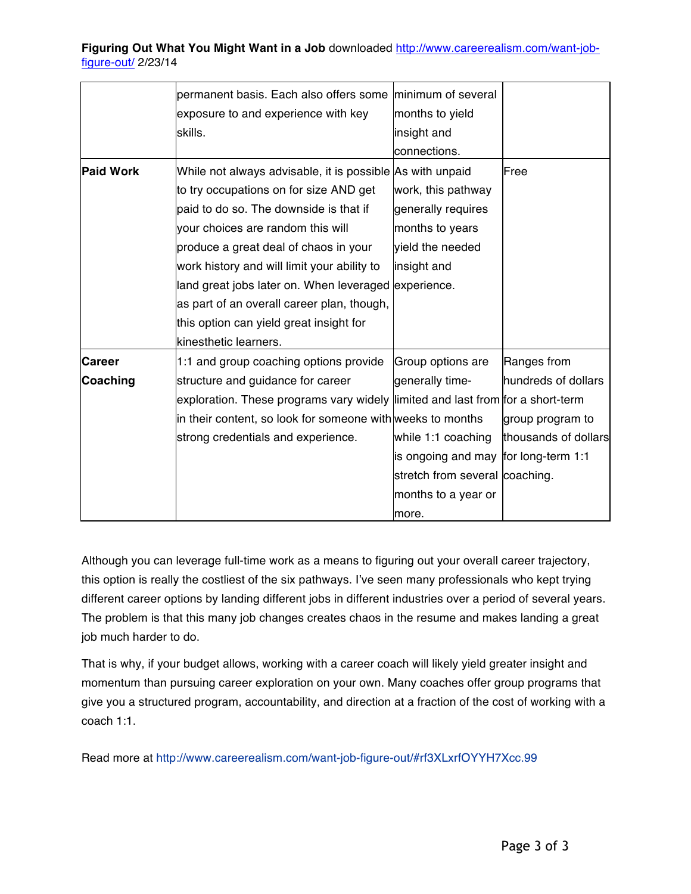| | | | |
|---|---|---|---|
| | permanent basis. Each also offers some exposure to and experience with key skills. | minimum of several months to yield insight and connections. | |
| **Paid Work** | While not always advisable, it is possible to try occupations on for size AND get paid to do so. The downside is that if your choices are random this will produce a great deal of chaos in your work history and will limit your ability to land great jobs later on. When leveraged as part of an overall career plan, though, this option can yield great insight for kinesthetic learners. | As with unpaid work, this pathway generally requires months to years yield the needed insight and experience. | Free |
| **Career Coaching** | 1:1 and group coaching options provide structure and guidance for career exploration. These programs vary widely in their content, so look for someone with strong credentials and experience. | Group options are generally time-limited and last from weeks to months while 1:1 coaching is ongoing and may stretch from several months to a year or more. | Ranges from hundreds of dollars for a short-term group program to thousands of dollars for long-term 1:1 coaching. |

Although you can leverage full-time work as a means to figuring out your overall career trajectory, this option is really the costliest of the six pathways. I've seen many professionals who kept trying different career options by landing different jobs in different industries over a period of several years. The problem is that this many job changes creates chaos in the resume and makes landing a great job much harder to do.

That is why, if your budget allows, working with a career coach will likely yield greater insight and momentum than pursuing career exploration on your own. Many coaches offer group programs that give you a structured program, accountability, and direction at a fraction of the cost of working with a coach 1:1.

Read more at http://www.careerealism.com/want-job-figure-out/#rf3XLxrfOYYH7Xcc.99